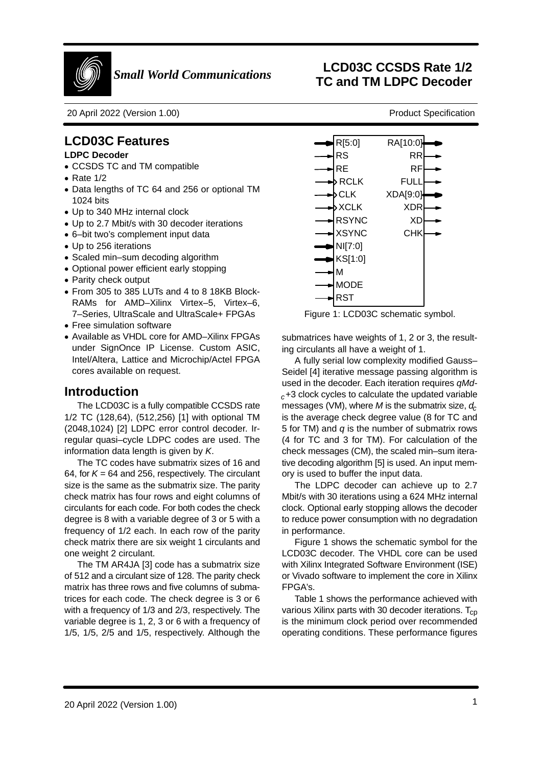# LCD03C CCSDS Rate 1/2 TC and TM LDPC Decoder

*Small World Communications*

20 April 2022 (Version 1.00) Product Specification

## LCD03C Features

**LDPC Decoder**

- CCSDS TC and TM compatible
- Rate 1/2
- Data lengths of TC 64 and 256 or optional TM 1024 bits
- Up to 340 MHz internal clock
- Up to 2.7 Mbit/s with 30 decoder iterations
- 6–bit two's complement input data
- Up to 256 iterations
- Scaled min–sum decoding algorithm
- Optional power efficient early stopping
- Parity check output
- From 305 to 385 LUTs and 4 to 8 18KB Block-RAMs for AMD–Xilinx Virtex–5, Virtex–6, 7–Series, UltraScale and UltraScale+ FPGAs
- Free simulation software
- Available as VHDL core for AMD–Xilinx FPGAs under SignOnce IP License. Custom ASIC, Intel/Altera, Lattice and Microchip/Actel FPGA cores available on request.

## Introduction

The LCD03C is a fully compatible CCSDS rate 1/2 TC (128,64), (512,256) [1] with optional TM (2048,1024) [2] LDPC error control decoder. Irregular quasi–cycle LDPC codes are used. The information data length is given by $K$.

The TC codes have submatrix sizes of 16 and 64, for $K$ = 64 and 256, respectively. The circulant size is the same as the submatrix size. The parity check matrix has four rows and eight columns of circulants for each code. For both codes the check degree is 8 with a variable degree of 3 or 5 with a frequency of 1/2 each. In each row of the parity check matrix there are six weight 1 circulants and one weight 2 circulant.

The TM AR4JA [3] code has a submatrix size of 512 and a circulant size of 128. The parity check matrix has three rows and five columns of submatrices for each code. The check degree is 3 or 6 with a frequency of 1/3 and 2/3, respectively. The variable degree is 1, 2, 3 or 6 with a frequency of 1/5, 1/5, 2/5 and 1/5, respectively. Although the submatrices have weights of 1, 2 or 3, the resulting circulants all have a weight of 1.

A fully serial low complexity modified Gauss–Seidel [4] iterative message passing algorithm is used in the decoder. Each iteration requires $qMd_c$+3 clock cycles to calculate the updated variable messages (VM), where $M$ is the submatrix size, $d_c$ is the average check degree value (8 for TC and 5 for TM) and $q$ is the number of submatrix rows (4 for TC and 3 for TM). For calculation of the check messages (CM), the scaled min–sum iterative decoding algorithm [5] is used. An input memory is used to buffer the input data.

The LDPC decoder can achieve up to 2.7 Mbit/s with 30 iterations using a 624 MHz internal clock. Optional early stopping allows the decoder to reduce power consumption with no degradation in performance.

Figure 1 shows the schematic symbol for the LCD03C decoder. The VHDL core can be used with Xilinx Integrated Software Environment (ISE) or Vivado software to implement the core in Xilinx FPGA's.

Table 1 shows the performance achieved with various Xilinx parts with 30 decoder iterations. $T_{cp}$ is the minimum clock period over recommended operating conditions. These performance figures

| Inputs | Outputs |
|---|---|
| R[5:0] | RA[10:0] |
| RS | RR |
| RE | RF |
| RCLK | FULL |
| CLK | XDA[9:0] |
| XCLK | XDR |
| RSYNC | XD |
| XSYNC | CHK |
| NI[7:0] | |
| KS[1:0] | |
| M | |
| MODE | |
| RST | |

Figure 1: LCD03C schematic symbol.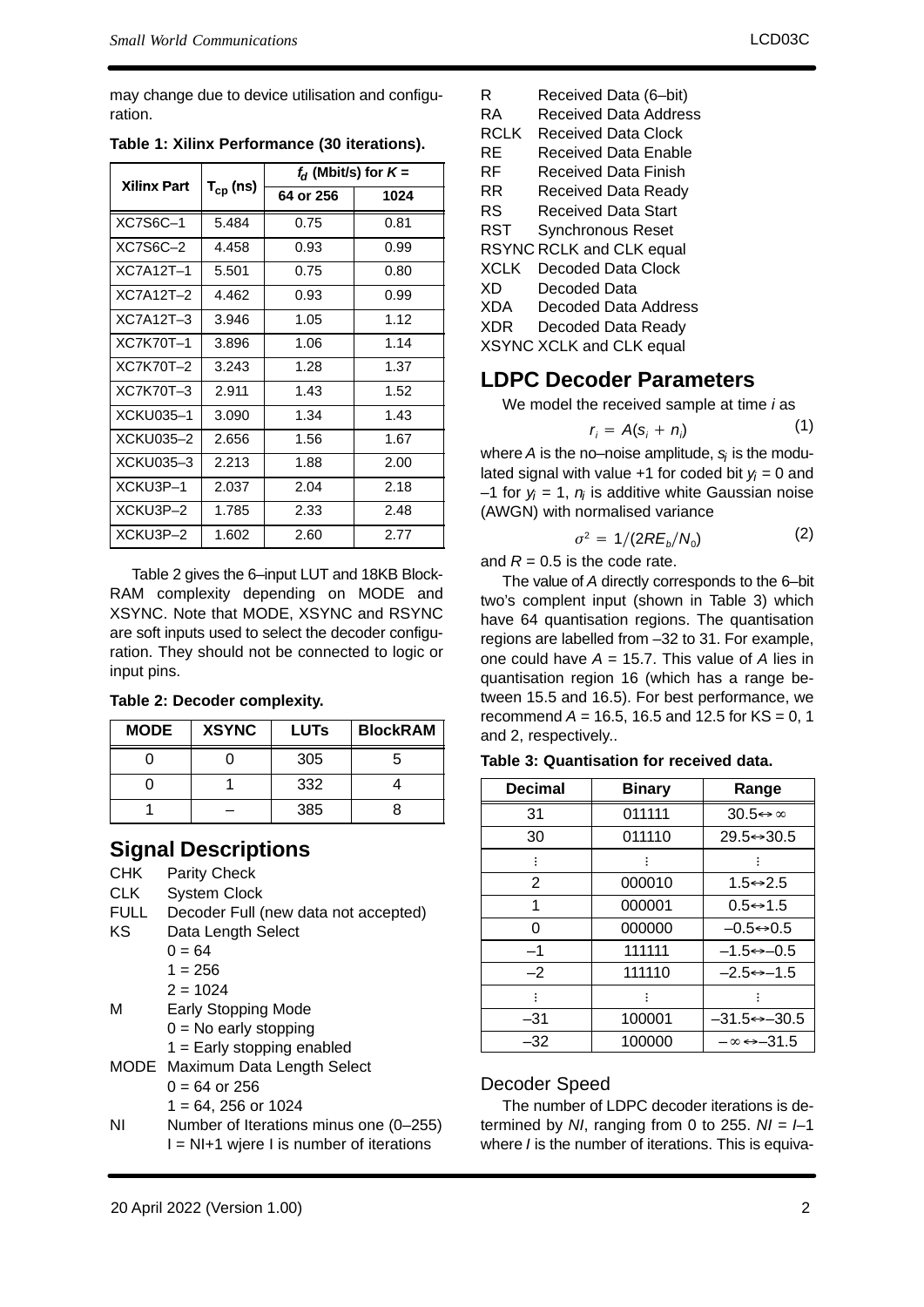may change due to device utilisation and configuration.

**Table 1: Xilinx Performance (30 iterations).**

| Xilinx Part | $T_{cp}$ (ns) | $f_d$ (Mbit/s) for $K$ = | |
|---|---|---|---|
| | | 64 or 256 | 1024 |
| XC7S6C–1 | 5.484 | 0.75 | 0.81 |
| XC7S6C–2 | 4.458 | 0.93 | 0.99 |
| XC7A12T–1 | 5.501 | 0.75 | 0.80 |
| XC7A12T–2 | 4.462 | 0.93 | 0.99 |
| XC7A12T–3 | 3.946 | 1.05 | 1.12 |
| XC7K70T–1 | 3.896 | 1.06 | 1.14 |
| XC7K70T–2 | 3.243 | 1.28 | 1.37 |
| XC7K70T–3 | 2.911 | 1.43 | 1.52 |
| XCKU035–1 | 3.090 | 1.34 | 1.43 |
| XCKU035–2 | 2.656 | 1.56 | 1.67 |
| XCKU035–3 | 2.213 | 1.88 | 2.00 |
| XCKU3P–1 | 2.037 | 2.04 | 2.18 |
| XCKU3P–2 | 1.785 | 2.33 | 2.48 |
| XCKU3P–2 | 1.602 | 2.60 | 2.77 |

Table 2 gives the 6–input LUT and 18KB BlockRAM complexity depending on MODE and XSYNC. Note that MODE, XSYNC and RSYNC are soft inputs used to select the decoder configuration. They should not be connected to logic or input pins.

**Table 2: Decoder complexity.**

| MODE | XSYNC | LUTs | BlockRAM |
|---|---|---|---|
| 0 | 0 | 305 | 5 |
| 0 | 1 | 332 | 4 |
| 1 | – | 385 | 8 |

## Signal Descriptions

CHK Parity Check
CLK System Clock
FULL Decoder Full (new data not accepted)
KS Data Length Select
- 0 = 64
- 1 = 256
- 2 = 1024

M Early Stopping Mode
- 0 = No early stopping
- 1 = Early stopping enabled

MODE Maximum Data Length Select
- 0 = 64 or 256
- 1 = 64, 256 or 1024

NI Number of Iterations minus one (0–255)
I = NI+1 wjere I is number of iterations

R Received Data (6–bit)
RA Received Data Address
RCLK Received Data Clock
RE Received Data Enable
RF Received Data Finish
RR Received Data Ready
RS Received Data Start
RST Synchronous Reset
RSYNC RCLK and CLK equal
XCLK Decoded Data Clock
XD Decoded Data
XDA Decoded Data Address
XDR Decoded Data Ready
XSYNC XCLK and CLK equal

## LDPC Decoder Parameters

We model the received sample at time $i$ as

$$r_i = A(s_i + n_i) \quad (1)$$

where $A$ is the no–noise amplitude, $s_i$ is the modulated signal with value +1 for coded bit $y_i = 0$ and –1 for $y_i = 1$, $n_i$ is additive white Gaussian noise (AWGN) with normalised variance

$$\sigma^2 = 1/(2RE_b/N_0) \quad (2)$$

and $R = 0.5$ is the code rate.

The value of $A$ directly corresponds to the 6–bit two's complent input (shown in Table 3) which have 64 quantisation regions. The quantisation regions are labelled from –32 to 31. For example, one could have $A = 15.7$. This value of $A$ lies in quantisation region 16 (which has a range between 15.5 and 16.5). For best performance, we recommend $A$ = 16.5, 16.5 and 12.5 for KS = 0, 1 and 2, respectively..

**Table 3: Quantisation for received data.**

| Decimal | Binary | Range |
|---|---|---|
| 31 | 011111 | $30.5 \leftrightarrow \infty$ |
| 30 | 011110 | $29.5 \leftrightarrow 30.5$ |
| ⋮ | ⋮ | ⋮ |
| 2 | 000010 | $1.5 \leftrightarrow 2.5$ |
| 1 | 000001 | $0.5 \leftrightarrow 1.5$ |
| 0 | 000000 | $-0.5 \leftrightarrow 0.5$ |
| –1 | 111111 | $-1.5 \leftrightarrow -0.5$ |
| –2 | 111110 | $-2.5 \leftrightarrow -1.5$ |
| ⋮ | ⋮ | ⋮ |
| –31 | 100001 | $-31.5 \leftrightarrow -30.5$ |
| –32 | 100000 | $-\infty \leftrightarrow -31.5$ |

### Decoder Speed

The number of LDPC decoder iterations is determined by $NI$, ranging from 0 to 255. $NI = I$–1 where $I$ is the number of iterations. This is equiva-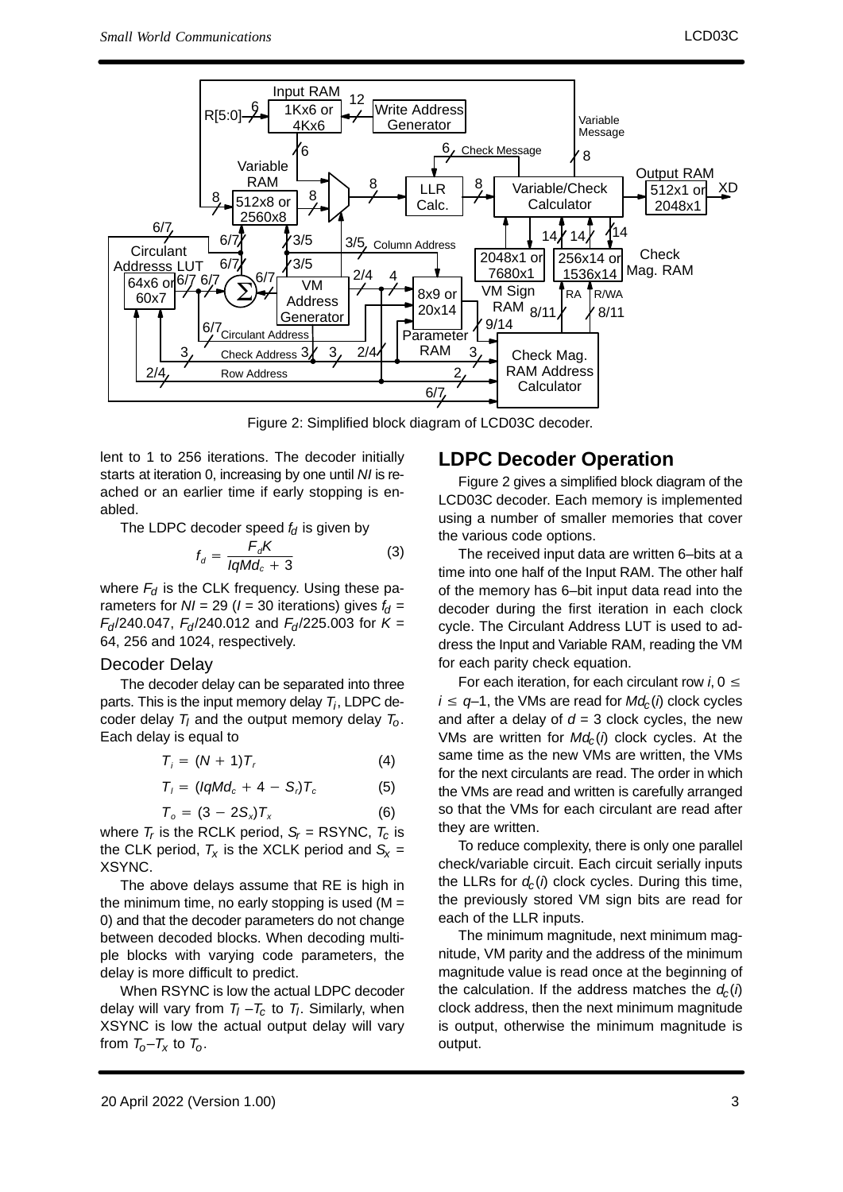Figure 2: Simplified block diagram of LCD03C decoder.

lent to 1 to 256 iterations. The decoder initially starts at iteration 0, increasing by one until *NI* is reached or an earlier time if early stopping is enabled.

The LDPC decoder speed $f_d$ is given by

$$f_d = \frac{F_d K}{IqMd_c + 3} \tag{3}$$

where $F_d$ is the CLK frequency. Using these parameters for $NI = 29$ ($I = 30$ iterations) gives $f_d = F_d/240.047$, $F_d/240.012$ and $F_d/225.003$ for $K = 64$, 256 and 1024, respectively.

### Decoder Delay

The decoder delay can be separated into three parts. This is the input memory delay $T_i$, LDPC decoder delay $T_l$ and the output memory delay $T_o$. Each delay is equal to

$$T_i = (N+1)T_r \tag{4}$$

$$T_l = (IqMd_c + 4 - S_r)T_c \tag{5}$$

$$T_o = (3 - 2S_x)T_x \tag{6}$$

where $T_r$ is the RCLK period, $S_r$ = RSYNC, $T_c$ is the CLK period, $T_x$ is the XCLK period and $S_x$ = XSYNC.

The above delays assume that RE is high in the minimum time, no early stopping is used (M = 0) and that the decoder parameters do not change between decoded blocks. When decoding multiple blocks with varying code parameters, the delay is more difficult to predict.

When RSYNC is low the actual LDPC decoder delay will vary from $T_l - T_c$ to $T_l$. Similarly, when XSYNC is low the actual output delay will vary from $T_o - T_x$ to $T_o$.

## LDPC Decoder Operation

Figure 2 gives a simplified block diagram of the LCD03C decoder. Each memory is implemented using a number of smaller memories that cover the various code options.

The received input data are written 6–bits at a time into one half of the Input RAM. The other half of the memory has 6–bit input data read into the decoder during the first iteration in each clock cycle. The Circulant Address LUT is used to address the Input and Variable RAM, reading the VM for each parity check equation.

For each iteration, for each circulant row $i$, $0 \le i \le q-1$, the VMs are read for $Md_c(i)$ clock cycles and after a delay of $d = 3$ clock cycles, the new VMs are written for $Md_c(i)$ clock cycles. At the same time as the new VMs are written, the VMs for the next circulants are read. The order in which the VMs are read and written is carefully arranged so that the VMs for each circulant are read after they are written.

To reduce complexity, there is only one parallel check/variable circuit. Each circuit serially inputs the LLRs for $d_c(i)$ clock cycles. During this time, the previously stored VM sign bits are read for each of the LLR inputs.

The minimum magnitude, next minimum magnitude, VM parity and the address of the minimum magnitude value is read once at the beginning of the calculation. If the address matches the $d_c(i)$ clock address, then the next minimum magnitude is output, otherwise the minimum magnitude is output.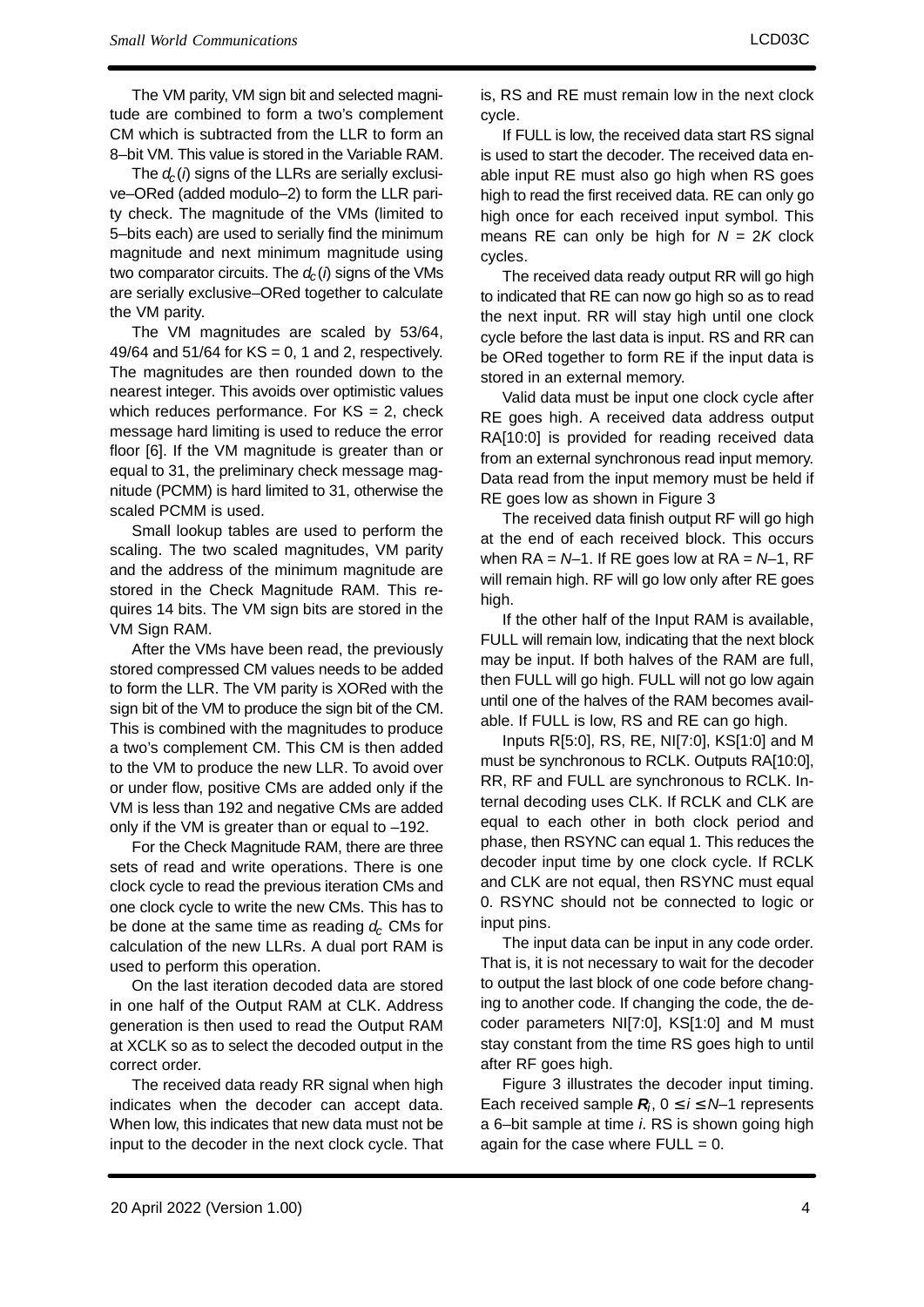The VM parity, VM sign bit and selected magnitude are combined to form a two's complement CM which is subtracted from the LLR to form an 8–bit VM. This value is stored in the Variable RAM.

The $d_c(i)$ signs of the LLRs are serially exclusive–ORed (added modulo–2) to form the LLR parity check. The magnitude of the VMs (limited to 5–bits each) are used to serially find the minimum magnitude and next minimum magnitude using two comparator circuits. The $d_c(i)$ signs of the VMs are serially exclusive–ORed together to calculate the VM parity.

The VM magnitudes are scaled by 53/64, 49/64 and 51/64 for KS = 0, 1 and 2, respectively. The magnitudes are then rounded down to the nearest integer. This avoids over optimistic values which reduces performance. For KS = 2, check message hard limiting is used to reduce the error floor [6]. If the VM magnitude is greater than or equal to 31, the preliminary check message magnitude (PCMM) is hard limited to 31, otherwise the scaled PCMM is used.

Small lookup tables are used to perform the scaling. The two scaled magnitudes, VM parity and the address of the minimum magnitude are stored in the Check Magnitude RAM. This requires 14 bits. The VM sign bits are stored in the VM Sign RAM.

After the VMs have been read, the previously stored compressed CM values needs to be added to form the LLR. The VM parity is XORed with the sign bit of the VM to produce the sign bit of the CM. This is combined with the magnitudes to produce a two's complement CM. This CM is then added to the VM to produce the new LLR. To avoid over or under flow, positive CMs are added only if the VM is less than 192 and negative CMs are added only if the VM is greater than or equal to –192.

For the Check Magnitude RAM, there are three sets of read and write operations. There is one clock cycle to read the previous iteration CMs and one clock cycle to write the new CMs. This has to be done at the same time as reading $d_c$ CMs for calculation of the new LLRs. A dual port RAM is used to perform this operation.

On the last iteration decoded data are stored in one half of the Output RAM at CLK. Address generation is then used to read the Output RAM at XCLK so as to select the decoded output in the correct order.

The received data ready RR signal when high indicates when the decoder can accept data. When low, this indicates that new data must not be input to the decoder in the next clock cycle. That is, RS and RE must remain low in the next clock cycle.

If FULL is low, the received data start RS signal is used to start the decoder. The received data enable input RE must also go high when RS goes high to read the first received data. RE can only go high once for each received input symbol. This means RE can only be high for $N = 2K$ clock cycles.

The received data ready output RR will go high to indicated that RE can now go high so as to read the next input. RR will stay high until one clock cycle before the last data is input. RS and RR can be ORed together to form RE if the input data is stored in an external memory.

Valid data must be input one clock cycle after RE goes high. A received data address output RA[10:0] is provided for reading received data from an external synchronous read input memory. Data read from the input memory must be held if RE goes low as shown in Figure 3

The received data finish output RF will go high at the end of each received block. This occurs when RA = $N$–1. If RE goes low at RA = $N$–1, RF will remain high. RF will go low only after RE goes high.

If the other half of the Input RAM is available, FULL will remain low, indicating that the next block may be input. If both halves of the RAM are full, then FULL will go high. FULL will not go low again until one of the halves of the RAM becomes available. If FULL is low, RS and RE can go high.

Inputs R[5:0], RS, RE, NI[7:0], KS[1:0] and M must be synchronous to RCLK. Outputs RA[10:0], RR, RF and FULL are synchronous to RCLK. Internal decoding uses CLK. If RCLK and CLK are equal to each other in both clock period and phase, then RSYNC can equal 1. This reduces the decoder input time by one clock cycle. If RCLK and CLK are not equal, then RSYNC must equal 0. RSYNC should not be connected to logic or input pins.

The input data can be input in any code order. That is, it is not necessary to wait for the decoder to output the last block of one code before changing to another code. If changing the code, the decoder parameters NI[7:0], KS[1:0] and M must stay constant from the time RS goes high to until after RF goes high.

Figure 3 illustrates the decoder input timing. Each received sample $\boldsymbol{R}_i$, $0 \le i \le N-1$ represents a 6–bit sample at time $i$. RS is shown going high again for the case where FULL = 0.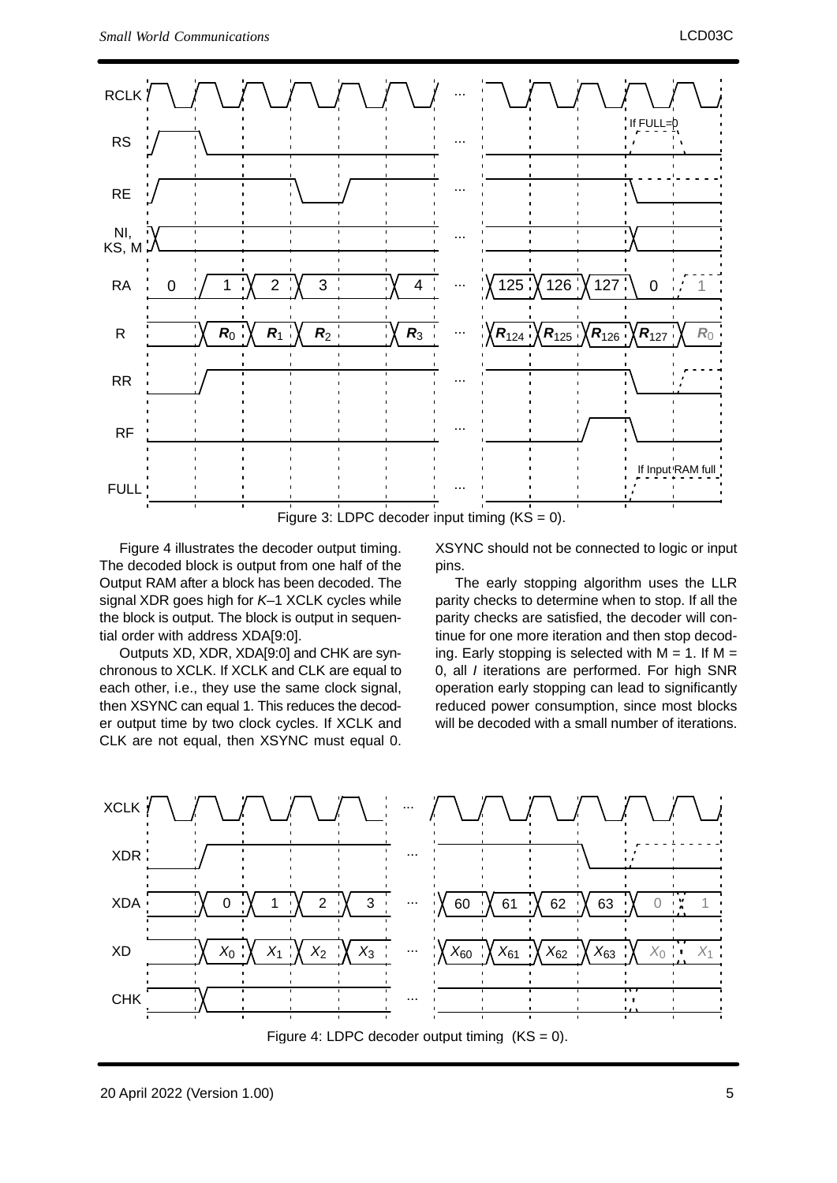Figure 3: LDPC decoder input timing (KS = 0).

Figure 4 illustrates the decoder output timing. The decoded block is output from one half of the Output RAM after a block has been decoded. The signal XDR goes high for *K*–1 XCLK cycles while the block is output. The block is output in sequential order with address XDA[9:0].

Outputs XD, XDR, XDA[9:0] and CHK are synchronous to XCLK. If XCLK and CLK are equal to each other, i.e., they use the same clock signal, then XSYNC can equal 1. This reduces the decoder output time by two clock cycles. If XCLK and CLK are not equal, then XSYNC must equal 0. XSYNC should not be connected to logic or input pins.

The early stopping algorithm uses the LLR parity checks to determine when to stop. If all the parity checks are satisfied, the decoder will continue for one more iteration and then stop decoding. Early stopping is selected with M = 1. If M = 0, all *I* iterations are performed. For high SNR operation early stopping can lead to significantly reduced power consumption, since most blocks will be decoded with a small number of iterations.

Figure 4: LDPC decoder output timing (KS = 0).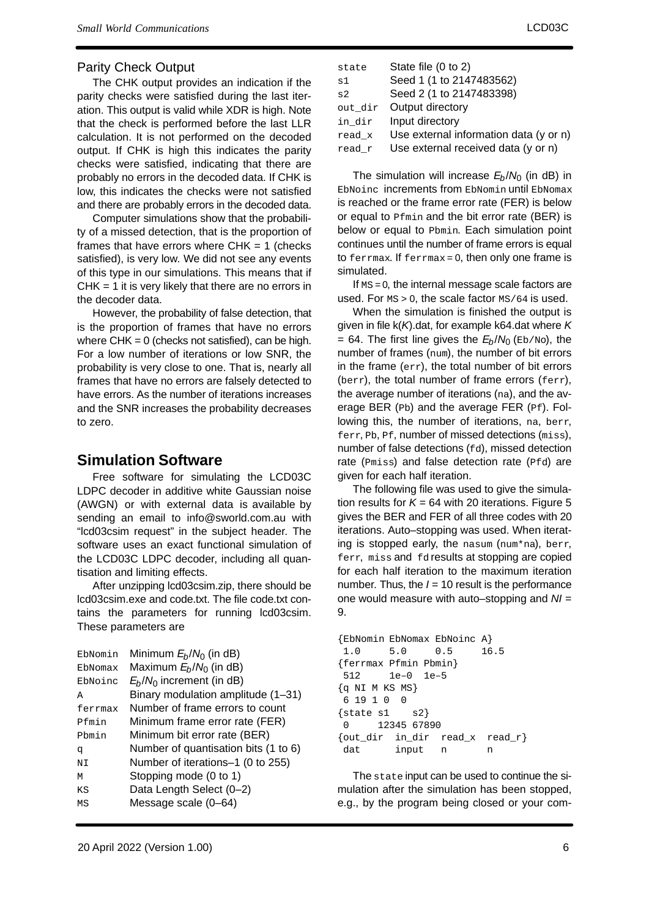### Parity Check Output

The CHK output provides an indication if the parity checks were satisfied during the last iteration. This output is valid while XDR is high. Note that the check is performed before the last LLR calculation. It is not performed on the decoded output. If CHK is high this indicates the parity checks were satisfied, indicating that there are probably no errors in the decoded data. If CHK is low, this indicates the checks were not satisfied and there are probably errors in the decoded data.

Computer simulations show that the probability of a missed detection, that is the proportion of frames that have errors where CHK = 1 (checks satisfied), is very low. We did not see any events of this type in our simulations. This means that if CHK = 1 it is very likely that there are no errors in the decoder data.

However, the probability of false detection, that is the proportion of frames that have no errors where CHK = 0 (checks not satisfied), can be high. For a low number of iterations or low SNR, the probability is very close to one. That is, nearly all frames that have no errors are falsely detected to have errors. As the number of iterations increases and the SNR increases the probability decreases to zero.

## Simulation Software

Free software for simulating the LCD03C LDPC decoder in additive white Gaussian noise (AWGN) or with external data is available by sending an email to info@sworld.com.au with "lcd03csim request" in the subject header. The software uses an exact functional simulation of the LCD03C LDPC decoder, including all quantisation and limiting effects.

After unzipping lcd03csim.zip, there should be lcd03csim.exe and code.txt. The file code.txt contains the parameters for running lcd03csim. These parameters are

| | |
|---|---|
| `EbNomin` | Minimum $E_b/N_0$ (in dB) |
| `EbNomax` | Maximum $E_b/N_0$ (in dB) |
| `EbNoinc` | $E_b/N_0$ increment (in dB) |
| `A` | Binary modulation amplitude (1–31) |
| `ferrmax` | Number of frame errors to count |
| `Pfmin` | Minimum frame error rate (FER) |
| `Pbmin` | Minimum bit error rate (BER) |
| `q` | Number of quantisation bits (1 to 6) |
| `NI` | Number of iterations–1 (0 to 255) |
| `M` | Stopping mode (0 to 1) |
| `KS` | Data Length Select (0–2) |
| `MS` | Message scale (0–64) |
| `state` | State file (0 to 2) |
| `s1` | Seed 1 (1 to 2147483562) |
| `s2` | Seed 2 (1 to 2147483398) |
| `out_dir` | Output directory |
| `in_dir` | Input directory |
| `read_x` | Use external information data (y or n) |
| `read_r` | Use external received data (y or n) |

The simulation will increase $E_b/N_0$ (in dB) in `EbNoinc` increments from `EbNomin` until `EbNomax` is reached or the frame error rate (FER) is below or equal to `Pfmin` and the bit error rate (BER) is below or equal to `Pbmin`. Each simulation point continues until the number of frame errors is equal to `ferrmax`. If `ferrmax` = 0, then only one frame is simulated.

If `MS` = 0, the internal message scale factors are used. For `MS` > 0, the scale factor `MS/64` is used.

When the simulation is finished the output is given in file k(*K*).dat, for example k64.dat where $K$ = 64. The first line gives the $E_b/N_0$ (`Eb/No`), the number of frames (`num`), the number of bit errors in the frame (`err`), the total number of bit errors (`berr`), the total number of frame errors (`ferr`), the average number of iterations (`na`), and the average BER (`Pb`) and the average FER (`Pf`). Following this, the number of iterations, `na`, `berr`, `ferr`, `Pb`, `Pf`, number of missed detections (`miss`), number of false detections (`fd`), missed detection rate (`Pmiss`) and false detection rate (`Pfd`) are given for each half iteration.

The following file was used to give the simulation results for $K$ = 64 with 20 iterations. Figure 5 gives the BER and FER of all three codes with 20 iterations. Auto–stopping was used. When iterating is stopped early, the `nasum` (`num*na`), `berr`, `ferr`, `miss` and `fd` results at stopping are copied for each half iteration to the maximum iteration number. Thus, the $I$ = 10 result is the performance one would measure with auto–stopping and $NI$ = 9.

```
{EbNomin EbNomax EbNoinc A}
 1.0     5.0     0.5     16.5
{ferrmax Pfmin Pbmin}
 512     1e–0  1e–5
{q NI M KS MS}
 6 19 1 0  0
{state s1    s2}
 0     12345 67890
{out_dir  in_dir  read_x  read_r}
 dat      input   n       n
```

The `state` input can be used to continue the simulation after the simulation has been stopped, e.g., by the program being closed or your com-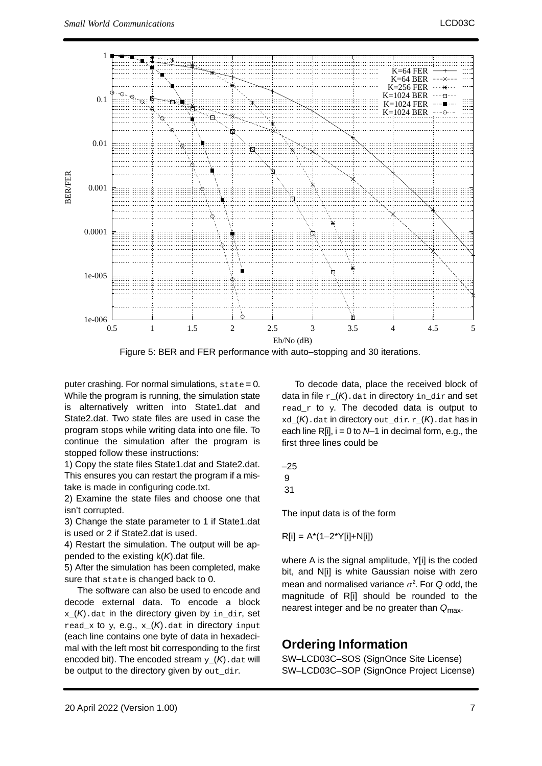Figure 5: BER and FER performance with auto–stopping and 30 iterations.

puter crashing. For normal simulations, `state` = 0. While the program is running, the simulation state is alternatively written into State1.dat and State2.dat. Two state files are used in case the program stops while writing data into one file. To continue the simulation after the program is stopped follow these instructions:

1) Copy the state files State1.dat and State2.dat. This ensures you can restart the program if a mistake is made in configuring code.txt.

2) Examine the state files and choose one that isn't corrupted.

3) Change the state parameter to 1 if State1.dat is used or 2 if State2.dat is used.

4) Restart the simulation. The output will be appended to the existing k(*K*).dat file.

5) After the simulation has been completed, make sure that `state` is changed back to 0.

The software can also be used to encode and decode external data. To encode a block `x_`(*K*)`.dat` in the directory given by `in_dir`, set `read_x` to `y`, e.g., `x_`(*K*)`.dat` in directory `input` (each line contains one byte of data in hexadecimal with the left most bit corresponding to the first encoded bit). The encoded stream `y_`(*K*)`.dat` will be output to the directory given by `out_dir`.

To decode data, place the received block of data in file `r_`(*K*)`.dat` in directory `in_dir` and set `read_r` to `y`. The decoded data is output to `xd_`(*K*)`.dat` in directory `out_dir`. `r_`(*K*)`.dat` has in each line R[i], i = 0 to *N*–1 in decimal form, e.g., the first three lines could be

```
–25
 9
 31
```

The input data is of the form

R[i] = A*(1–2*Y[i]+N[i])

where A is the signal amplitude, Y[i] is the coded bit, and N[i] is white Gaussian noise with zero mean and normalised variance $\sigma^2$. For *Q* odd, the magnitude of R[i] should be rounded to the nearest integer and be no greater than $Q_{max}$.

## Ordering Information

SW–LCD03C–SOS (SignOnce Site License)
SW–LCD03C–SOP (SignOnce Project License)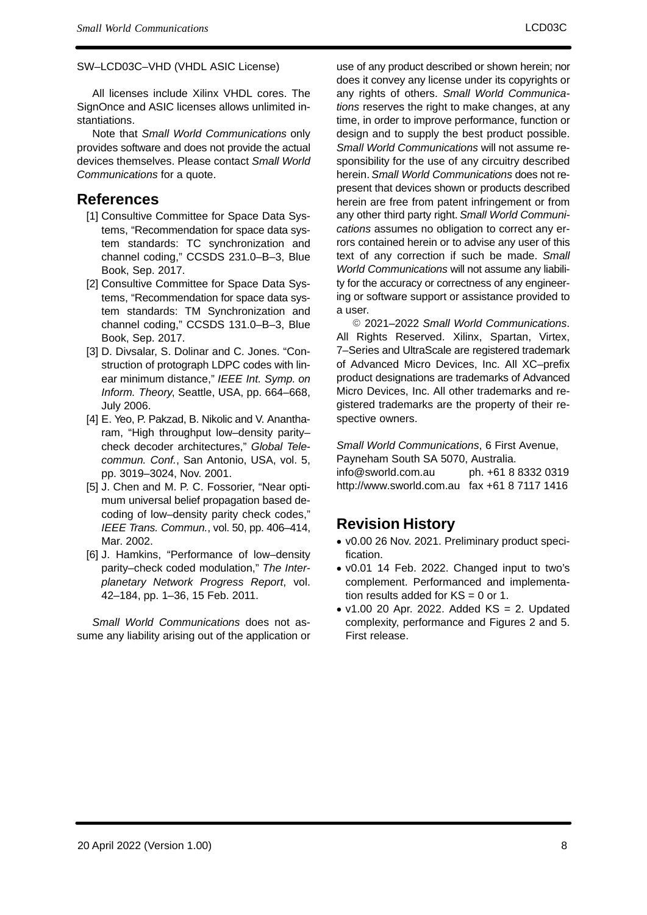SW–LCD03C–VHD (VHDL ASIC License)

All licenses include Xilinx VHDL cores. The SignOnce and ASIC licenses allows unlimited instantiations.

Note that *Small World Communications* only provides software and does not provide the actual devices themselves. Please contact *Small World Communications* for a quote.

## References

[1] Consultive Committee for Space Data Systems, "Recommendation for space data system standards: TC synchronization and channel coding," CCSDS 231.0–B–3, Blue Book, Sep. 2017.

[2] Consultive Committee for Space Data Systems, "Recommendation for space data system standards: TM Synchronization and channel coding," CCSDS 131.0–B–3, Blue Book, Sep. 2017.

[3] D. Divsalar, S. Dolinar and C. Jones. "Construction of protograph LDPC codes with linear minimum distance," *IEEE Int. Symp. on Inform. Theory*, Seattle, USA, pp. 664–668, July 2006.

[4] E. Yeo, P. Pakzad, B. Nikolic and V. Anantharam, "High throughput low–density parity–check decoder architectures," *Global Telecommun. Conf.*, San Antonio, USA, vol. 5, pp. 3019–3024, Nov. 2001.

[5] J. Chen and M. P. C. Fossorier, "Near optimum universal belief propagation based decoding of low–density parity check codes," *IEEE Trans. Commun.*, vol. 50, pp. 406–414, Mar. 2002.

[6] J. Hamkins, "Performance of low–density parity–check coded modulation," *The Interplanetary Network Progress Report*, vol. 42–184, pp. 1–36, 15 Feb. 2011.

*Small World Communications* does not assume any liability arising out of the application or use of any product described or shown herein; nor does it convey any license under its copyrights or any rights of others. *Small World Communications* reserves the right to make changes, at any time, in order to improve performance, function or design and to supply the best product possible. *Small World Communications* will not assume responsibility for the use of any circuitry described herein. *Small World Communications* does not represent that devices shown or products described herein are free from patent infringement or from any other third party right. *Small World Communications* assumes no obligation to correct any errors contained herein or to advise any user of this text of any correction if such be made. *Small World Communications* will not assume any liability for the accuracy or correctness of any engineering or software support or assistance provided to a user.

© 2021–2022 *Small World Communications*. All Rights Reserved. Xilinx, Spartan, Virtex, 7–Series and UltraScale are registered trademark of Advanced Micro Devices, Inc. All XC–prefix product designations are trademarks of Advanced Micro Devices, Inc. All other trademarks and registered trademarks are the property of their respective owners.

*Small World Communications*, 6 First Avenue, Payneham South SA 5070, Australia.
info@sworld.com.au ph. +61 8 8332 0319
http://www.sworld.com.au fax +61 8 7117 1416

## Revision History

- v0.00 26 Nov. 2021. Preliminary product specification.
- v0.01 14 Feb. 2022. Changed input to two's complement. Performanced and implementation results added for KS = 0 or 1.
- v1.00 20 Apr. 2022. Added KS = 2. Updated complexity, performance and Figures 2 and 5. First release.